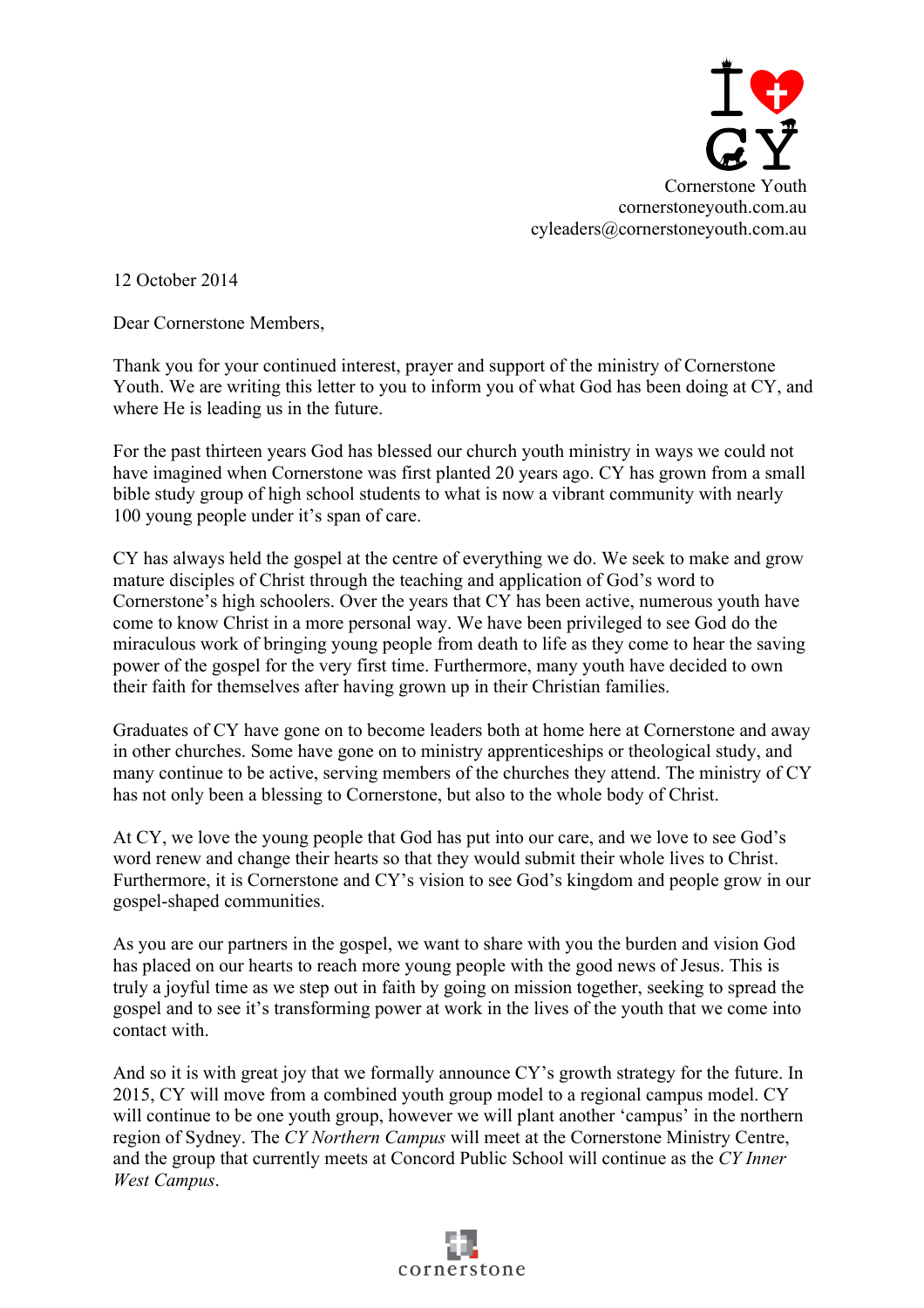Cornerstone Youth
cornerstoneyouth.com.au
cyleaders@cornerstoneyouth.com.au

12 October 2014

Dear Cornerstone Members,

Thank you for your continued interest, prayer and support of the ministry of Cornerstone Youth. We are writing this letter to you to inform you of what God has been doing at CY, and where He is leading us in the future.

For the past thirteen years God has blessed our church youth ministry in ways we could not have imagined when Cornerstone was first planted 20 years ago. CY has grown from a small bible study group of high school students to what is now a vibrant community with nearly 100 young people under it's span of care.

CY has always held the gospel at the centre of everything we do. We seek to make and grow mature disciples of Christ through the teaching and application of God's word to Cornerstone's high schoolers. Over the years that CY has been active, numerous youth have come to know Christ in a more personal way. We have been privileged to see God do the miraculous work of bringing young people from death to life as they come to hear the saving power of the gospel for the very first time. Furthermore, many youth have decided to own their faith for themselves after having grown up in their Christian families.

Graduates of CY have gone on to become leaders both at home here at Cornerstone and away in other churches. Some have gone on to ministry apprenticeships or theological study, and many continue to be active, serving members of the churches they attend. The ministry of CY has not only been a blessing to Cornerstone, but also to the whole body of Christ.

At CY, we love the young people that God has put into our care, and we love to see God's word renew and change their hearts so that they would submit their whole lives to Christ. Furthermore, it is Cornerstone and CY's vision to see God's kingdom and people grow in our gospel-shaped communities.

As you are our partners in the gospel, we want to share with you the burden and vision God has placed on our hearts to reach more young people with the good news of Jesus. This is truly a joyful time as we step out in faith by going on mission together, seeking to spread the gospel and to see it's transforming power at work in the lives of the youth that we come into contact with.

And so it is with great joy that we formally announce CY's growth strategy for the future. In 2015, CY will move from a combined youth group model to a regional campus model. CY will continue to be one youth group, however we will plant another 'campus' in the northern region of Sydney. The *CY Northern Campus* will meet at the Cornerstone Ministry Centre, and the group that currently meets at Concord Public School will continue as the *CY Inner West Campus*.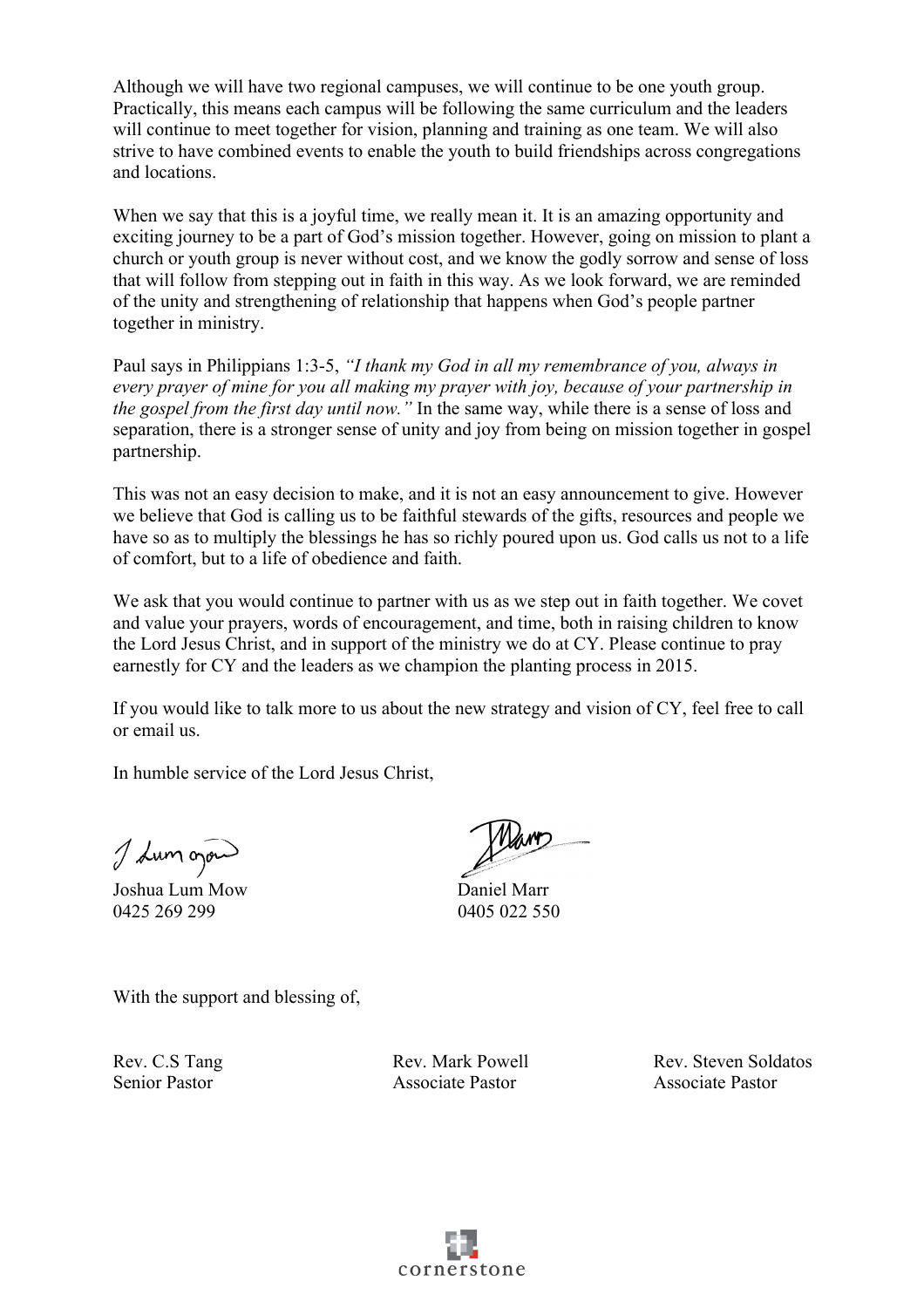Although we will have two regional campuses, we will continue to be one youth group. Practically, this means each campus will be following the same curriculum and the leaders will continue to meet together for vision, planning and training as one team. We will also strive to have combined events to enable the youth to build friendships across congregations and locations.

When we say that this is a joyful time, we really mean it. It is an amazing opportunity and exciting journey to be a part of God's mission together. However, going on mission to plant a church or youth group is never without cost, and we know the godly sorrow and sense of loss that will follow from stepping out in faith in this way. As we look forward, we are reminded of the unity and strengthening of relationship that happens when God's people partner together in ministry.

Paul says in Philippians 1:3-5, *"I thank my God in all my remembrance of you, always in every prayer of mine for you all making my prayer with joy, because of your partnership in the gospel from the first day until now."* In the same way, while there is a sense of loss and separation, there is a stronger sense of unity and joy from being on mission together in gospel partnership.

This was not an easy decision to make, and it is not an easy announcement to give. However we believe that God is calling us to be faithful stewards of the gifts, resources and people we have so as to multiply the blessings he has so richly poured upon us. God calls us not to a life of comfort, but to a life of obedience and faith.

We ask that you would continue to partner with us as we step out in faith together. We covet and value your prayers, words of encouragement, and time, both in raising children to know the Lord Jesus Christ, and in support of the ministry we do at CY. Please continue to pray earnestly for CY and the leaders as we champion the planting process in 2015.

If you would like to talk more to us about the new strategy and vision of CY, feel free to call or email us.

In humble service of the Lord Jesus Christ,

Joshua Lum Mow
0425 269 299

Daniel Marr
0405 022 550

With the support and blessing of,

Rev. C.S Tang
Senior Pastor

Rev. Mark Powell
Associate Pastor

Rev. Steven Soldatos
Associate Pastor

cornerstone